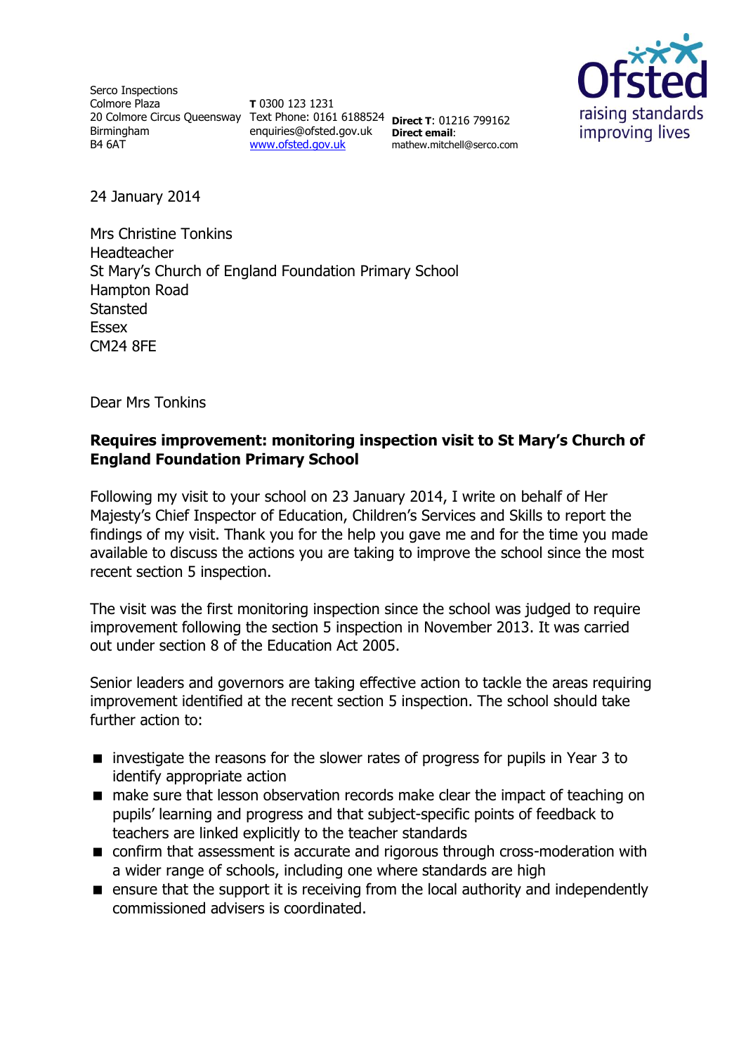Serco Inspections
Colmore Plaza
20 Colmore Circus Queensway
Birmingham
B4 6AT

**T** 0300 123 1231
Text Phone: 0161 6188524
enquiries@ofsted.gov.uk
www.ofsted.gov.uk

**Direct T**: 01216 799162
**Direct email**:
mathew.mitchell@serco.com

Ofsted
raising standards
improving lives

24 January 2014

Mrs Christine Tonkins
Headteacher
St Mary's Church of England Foundation Primary School
Hampton Road
Stansted
Essex
CM24 8FE

Dear Mrs Tonkins

**Requires improvement: monitoring inspection visit to St Mary's Church of England Foundation Primary School**

Following my visit to your school on 23 January 2014, I write on behalf of Her Majesty's Chief Inspector of Education, Children's Services and Skills to report the findings of my visit. Thank you for the help you gave me and for the time you made available to discuss the actions you are taking to improve the school since the most recent section 5 inspection.

The visit was the first monitoring inspection since the school was judged to require improvement following the section 5 inspection in November 2013. It was carried out under section 8 of the Education Act 2005.

Senior leaders and governors are taking effective action to tackle the areas requiring improvement identified at the recent section 5 inspection. The school should take further action to:

- investigate the reasons for the slower rates of progress for pupils in Year 3 to identify appropriate action
- make sure that lesson observation records make clear the impact of teaching on pupils' learning and progress and that subject-specific points of feedback to teachers are linked explicitly to the teacher standards
- confirm that assessment is accurate and rigorous through cross-moderation with a wider range of schools, including one where standards are high
- ensure that the support it is receiving from the local authority and independently commissioned advisers is coordinated.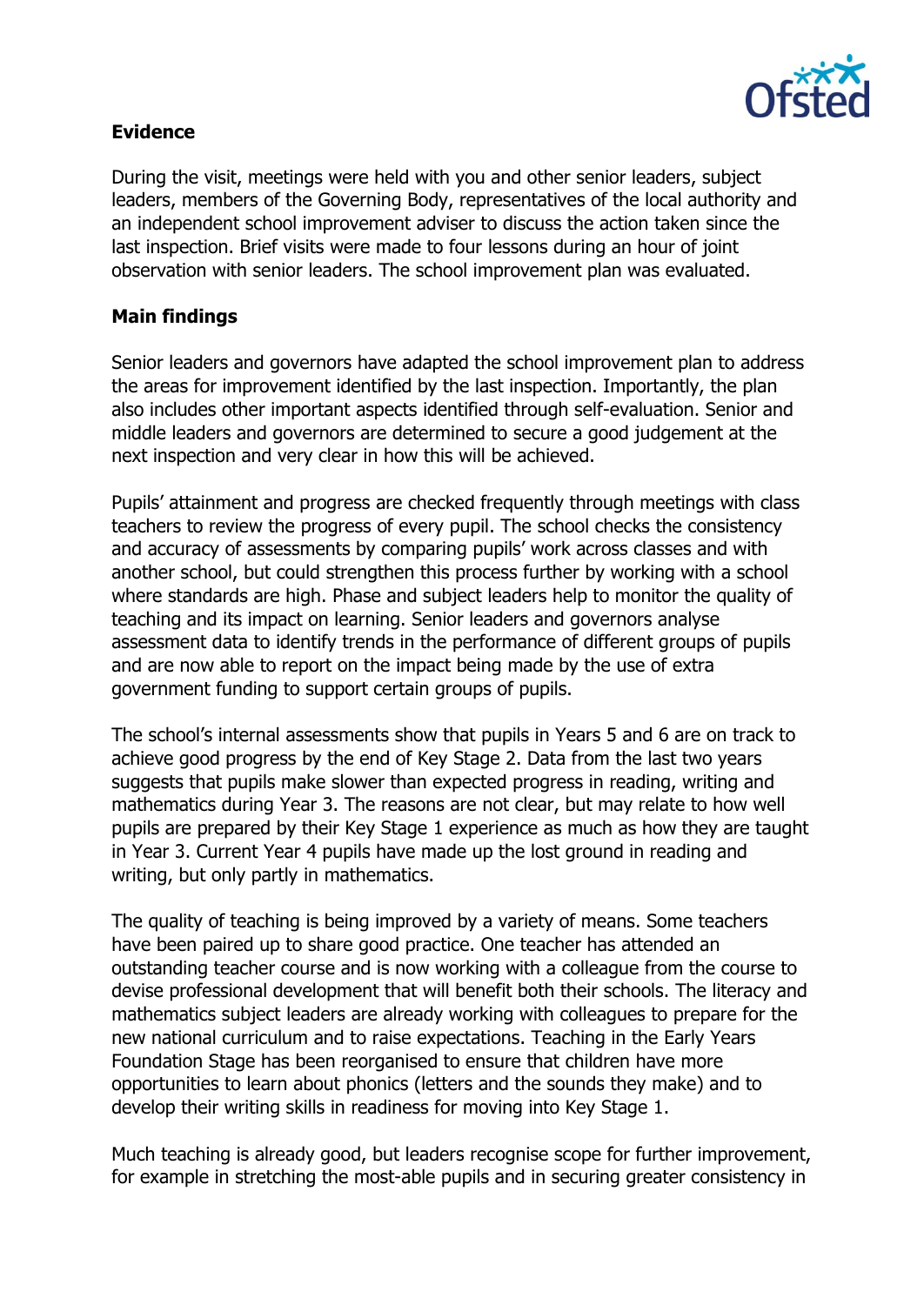**Evidence**

During the visit, meetings were held with you and other senior leaders, subject leaders, members of the Governing Body, representatives of the local authority and an independent school improvement adviser to discuss the action taken since the last inspection. Brief visits were made to four lessons during an hour of joint observation with senior leaders. The school improvement plan was evaluated.

**Main findings**

Senior leaders and governors have adapted the school improvement plan to address the areas for improvement identified by the last inspection. Importantly, the plan also includes other important aspects identified through self-evaluation. Senior and middle leaders and governors are determined to secure a good judgement at the next inspection and very clear in how this will be achieved.

Pupils' attainment and progress are checked frequently through meetings with class teachers to review the progress of every pupil. The school checks the consistency and accuracy of assessments by comparing pupils' work across classes and with another school, but could strengthen this process further by working with a school where standards are high. Phase and subject leaders help to monitor the quality of teaching and its impact on learning. Senior leaders and governors analyse assessment data to identify trends in the performance of different groups of pupils and are now able to report on the impact being made by the use of extra government funding to support certain groups of pupils.

The school's internal assessments show that pupils in Years 5 and 6 are on track to achieve good progress by the end of Key Stage 2. Data from the last two years suggests that pupils make slower than expected progress in reading, writing and mathematics during Year 3. The reasons are not clear, but may relate to how well pupils are prepared by their Key Stage 1 experience as much as how they are taught in Year 3. Current Year 4 pupils have made up the lost ground in reading and writing, but only partly in mathematics.

The quality of teaching is being improved by a variety of means. Some teachers have been paired up to share good practice. One teacher has attended an outstanding teacher course and is now working with a colleague from the course to devise professional development that will benefit both their schools. The literacy and mathematics subject leaders are already working with colleagues to prepare for the new national curriculum and to raise expectations. Teaching in the Early Years Foundation Stage has been reorganised to ensure that children have more opportunities to learn about phonics (letters and the sounds they make) and to develop their writing skills in readiness for moving into Key Stage 1.

Much teaching is already good, but leaders recognise scope for further improvement, for example in stretching the most-able pupils and in securing greater consistency in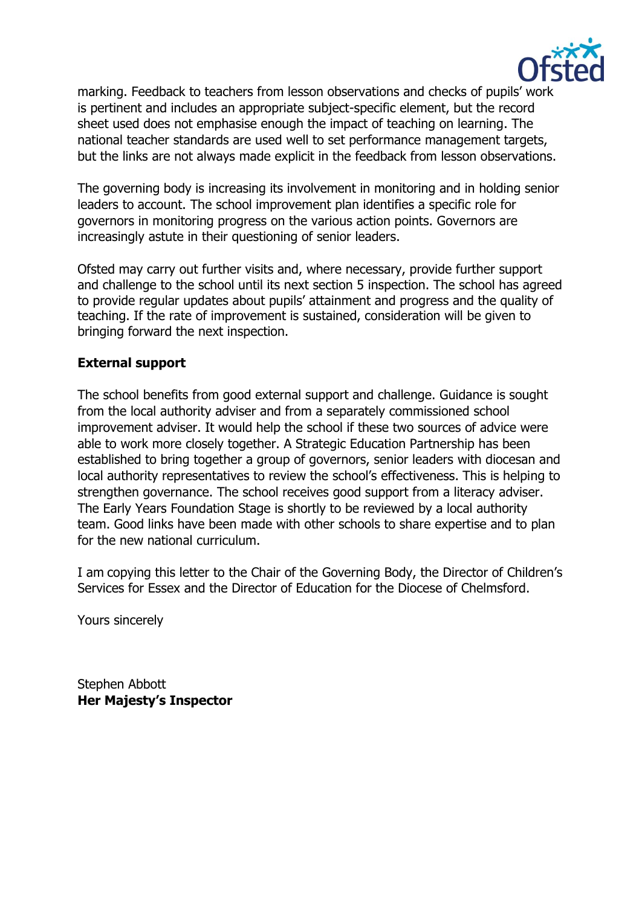marking. Feedback to teachers from lesson observations and checks of pupils' work is pertinent and includes an appropriate subject-specific element, but the record sheet used does not emphasise enough the impact of teaching on learning. The national teacher standards are used well to set performance management targets, but the links are not always made explicit in the feedback from lesson observations.

The governing body is increasing its involvement in monitoring and in holding senior leaders to account. The school improvement plan identifies a specific role for governors in monitoring progress on the various action points. Governors are increasingly astute in their questioning of senior leaders.

Ofsted may carry out further visits and, where necessary, provide further support and challenge to the school until its next section 5 inspection. The school has agreed to provide regular updates about pupils' attainment and progress and the quality of teaching. If the rate of improvement is sustained, consideration will be given to bringing forward the next inspection.

**External support**

The school benefits from good external support and challenge. Guidance is sought from the local authority adviser and from a separately commissioned school improvement adviser. It would help the school if these two sources of advice were able to work more closely together. A Strategic Education Partnership has been established to bring together a group of governors, senior leaders with diocesan and local authority representatives to review the school's effectiveness. This is helping to strengthen governance. The school receives good support from a literacy adviser. The Early Years Foundation Stage is shortly to be reviewed by a local authority team. Good links have been made with other schools to share expertise and to plan for the new national curriculum.

I am copying this letter to the Chair of the Governing Body, the Director of Children's Services for Essex and the Director of Education for the Diocese of Chelmsford.

Yours sincerely

Stephen Abbott
**Her Majesty's Inspector**